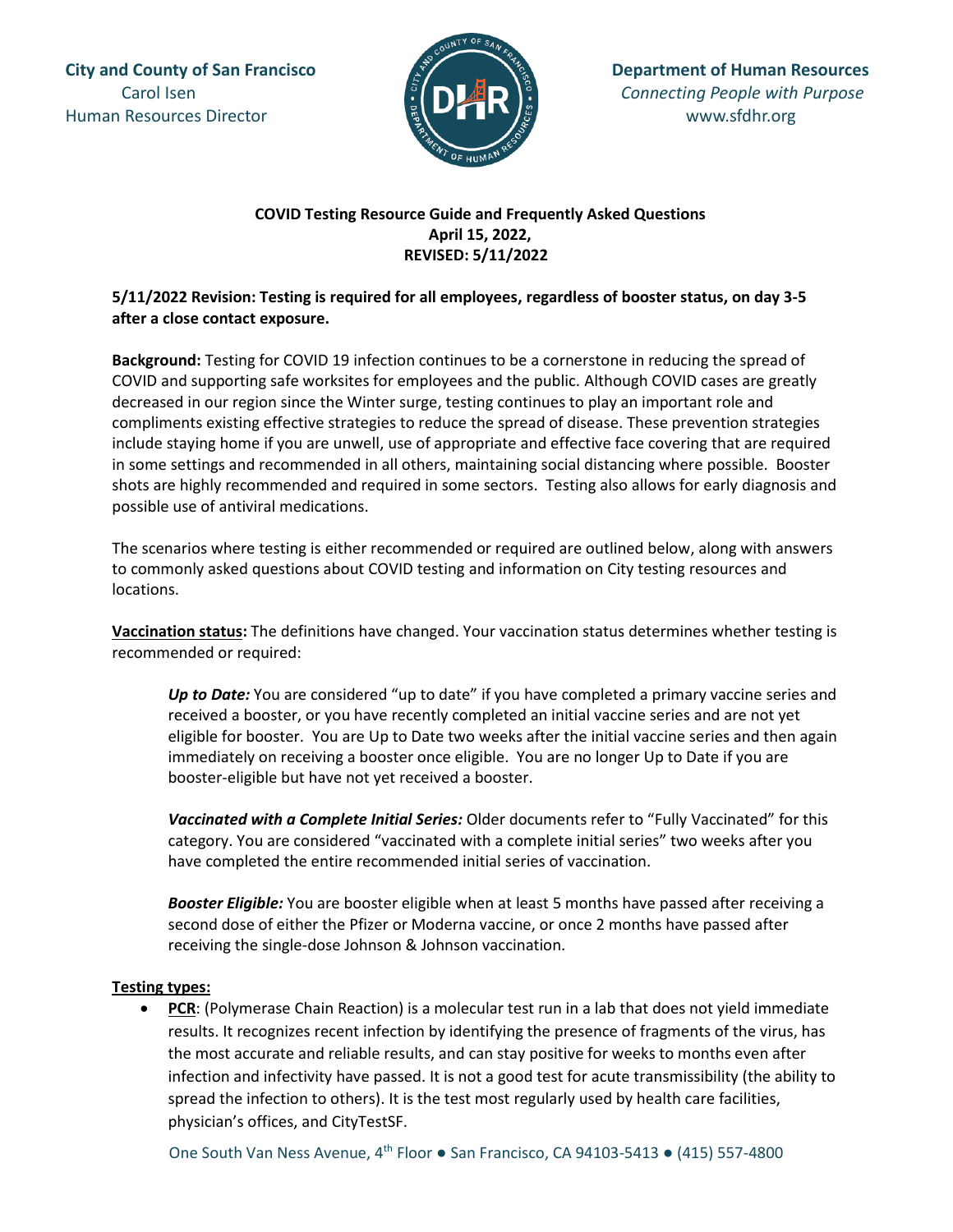**City and County of San Francisco**
Carol Isen
Human Resources Director

**Department of Human Resources**
*Connecting People with Purpose*
www.sfdhr.org

# COVID Testing Resource Guide and Frequently Asked Questions

**April 15, 2022,**
**REVISED: 5/11/2022**

**5/11/2022 Revision: Testing is required for all employees, regardless of booster status, on day 3-5 after a close contact exposure.**

**Background:** Testing for COVID 19 infection continues to be a cornerstone in reducing the spread of COVID and supporting safe worksites for employees and the public. Although COVID cases are greatly decreased in our region since the Winter surge, testing continues to play an important role and compliments existing effective strategies to reduce the spread of disease. These prevention strategies include staying home if you are unwell, use of appropriate and effective face covering that are required in some settings and recommended in all others, maintaining social distancing where possible. Booster shots are highly recommended and required in some sectors. Testing also allows for early diagnosis and possible use of antiviral medications.

The scenarios where testing is either recommended or required are outlined below, along with answers to commonly asked questions about COVID testing and information on City testing resources and locations.

**Vaccination status:** The definitions have changed. Your vaccination status determines whether testing is recommended or required:

> ***Up to Date:*** You are considered "up to date" if you have completed a primary vaccine series and received a booster, or you have recently completed an initial vaccine series and are not yet eligible for booster. You are Up to Date two weeks after the initial vaccine series and then again immediately on receiving a booster once eligible. You are no longer Up to Date if you are booster-eligible but have not yet received a booster.
>
> ***Vaccinated with a Complete Initial Series:*** Older documents refer to "Fully Vaccinated" for this category. You are considered "vaccinated with a complete initial series" two weeks after you have completed the entire recommended initial series of vaccination.
>
> ***Booster Eligible:*** You are booster eligible when at least 5 months have passed after receiving a second dose of either the Pfizer or Moderna vaccine, or once 2 months have passed after receiving the single-dose Johnson & Johnson vaccination.

**Testing types:**

- **PCR**: (Polymerase Chain Reaction) is a molecular test run in a lab that does not yield immediate results. It recognizes recent infection by identifying the presence of fragments of the virus, has the most accurate and reliable results, and can stay positive for weeks to months even after infection and infectivity have passed. It is not a good test for acute transmissibility (the ability to spread the infection to others). It is the test most regularly used by health care facilities, physician's offices, and CityTestSF.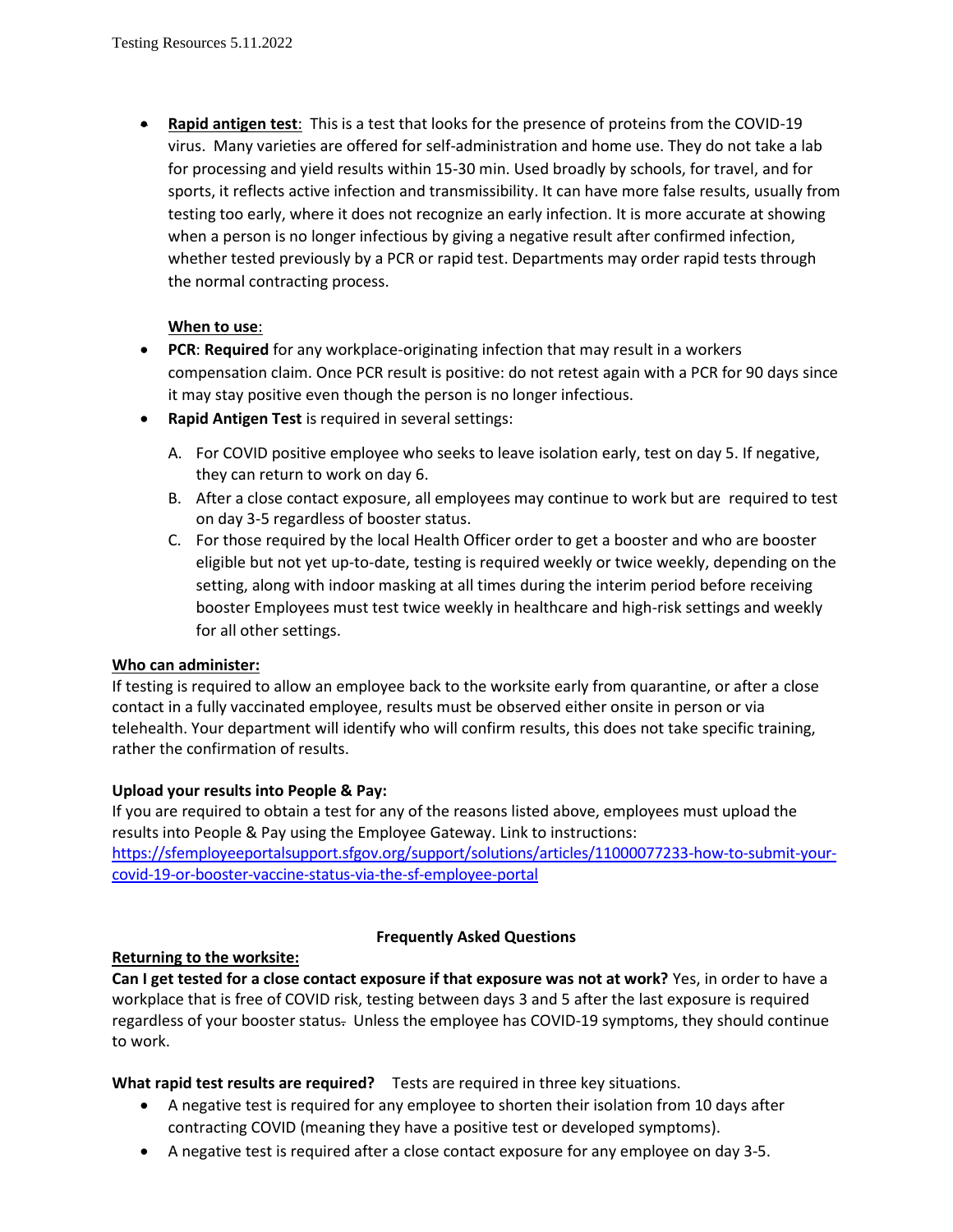- **Rapid antigen test**: This is a test that looks for the presence of proteins from the COVID-19 virus. Many varieties are offered for self-administration and home use. They do not take a lab for processing and yield results within 15-30 min. Used broadly by schools, for travel, and for sports, it reflects active infection and transmissibility. It can have more false results, usually from testing too early, where it does not recognize an early infection. It is more accurate at showing when a person is no longer infectious by giving a negative result after confirmed infection, whether tested previously by a PCR or rapid test. Departments may order rapid tests through the normal contracting process.

  **When to use**:

- **PCR**: **Required** for any workplace-originating infection that may result in a workers compensation claim. Once PCR result is positive: do not retest again with a PCR for 90 days since it may stay positive even though the person is no longer infectious.
- **Rapid Antigen Test** is required in several settings:

  A. For COVID positive employee who seeks to leave isolation early, test on day 5. If negative, they can return to work on day 6.
  B. After a close contact exposure, all employees may continue to work but are required to test on day 3-5 regardless of booster status.
  C. For those required by the local Health Officer order to get a booster and who are booster eligible but not yet up-to-date, testing is required weekly or twice weekly, depending on the setting, along with indoor masking at all times during the interim period before receiving booster Employees must test twice weekly in healthcare and high-risk settings and weekly for all other settings.

**Who can administer:**

If testing is required to allow an employee back to the worksite early from quarantine, or after a close contact in a fully vaccinated employee, results must be observed either onsite in person or via telehealth. Your department will identify who will confirm results, this does not take specific training, rather the confirmation of results.

**Upload your results into People & Pay:**

If you are required to obtain a test for any of the reasons listed above, employees must upload the results into People & Pay using the Employee Gateway. Link to instructions: https://sfemployeeportalsupport.sfgov.org/support/solutions/articles/11000077233-how-to-submit-your-covid-19-or-booster-vaccine-status-via-the-sf-employee-portal

## Frequently Asked Questions

**Returning to the worksite:**

**Can I get tested for a close contact exposure if that exposure was not at work?** Yes, in order to have a workplace that is free of COVID risk, testing between days 3 and 5 after the last exposure is required regardless of your booster status. Unless the employee has COVID-19 symptoms, they should continue to work.

**What rapid test results are required?** Tests are required in three key situations.

- A negative test is required for any employee to shorten their isolation from 10 days after contracting COVID (meaning they have a positive test or developed symptoms).
- A negative test is required after a close contact exposure for any employee on day 3-5.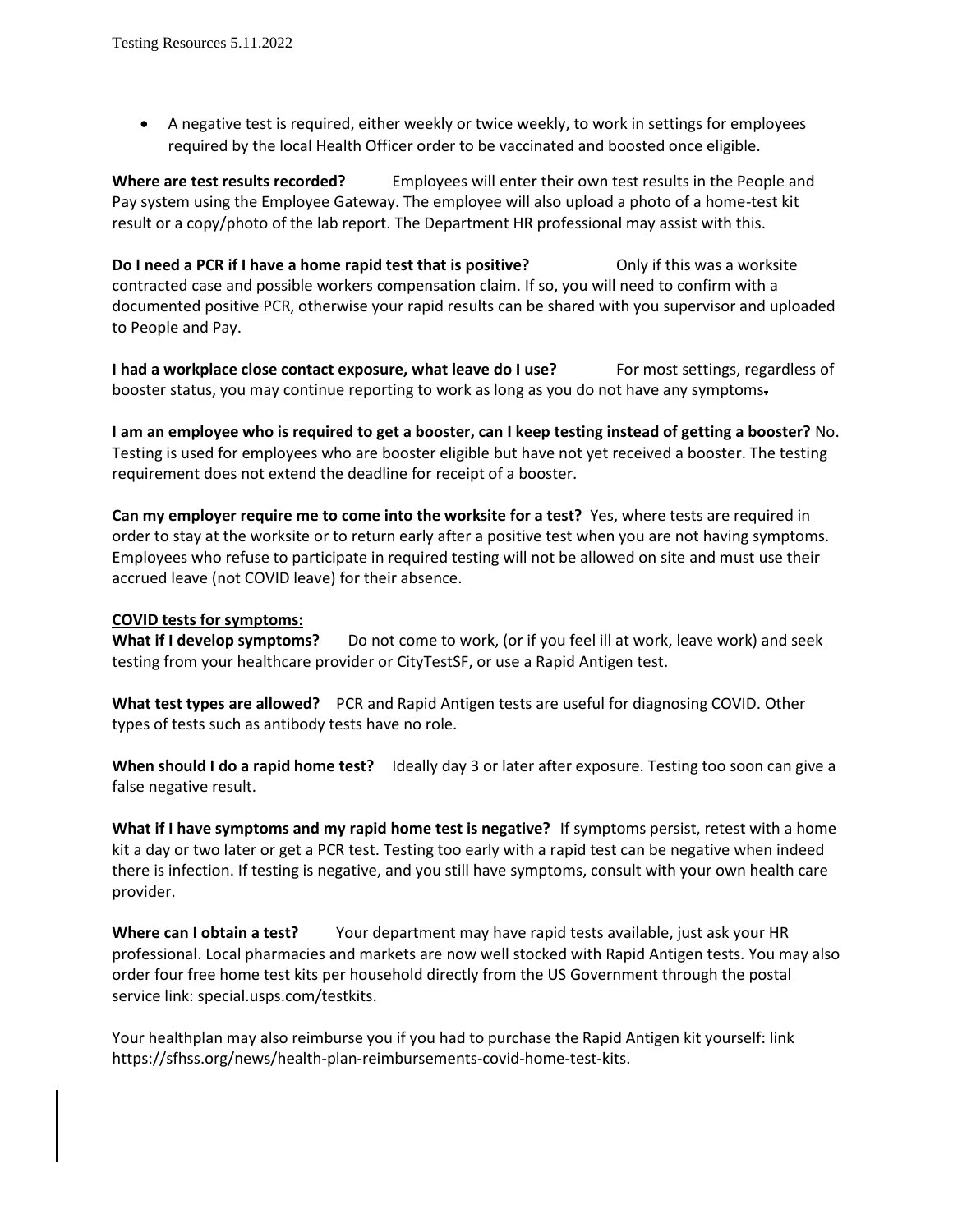- A negative test is required, either weekly or twice weekly, to work in settings for employees required by the local Health Officer order to be vaccinated and boosted once eligible.

**Where are test results recorded?** Employees will enter their own test results in the People and Pay system using the Employee Gateway. The employee will also upload a photo of a home-test kit result or a copy/photo of the lab report. The Department HR professional may assist with this.

**Do I need a PCR if I have a home rapid test that is positive?** Only if this was a worksite contracted case and possible workers compensation claim. If so, you will need to confirm with a documented positive PCR, otherwise your rapid results can be shared with you supervisor and uploaded to People and Pay.

**I had a workplace close contact exposure, what leave do I use?** For most settings, regardless of booster status, you may continue reporting to work as long as you do not have any symptoms.

**I am an employee who is required to get a booster, can I keep testing instead of getting a booster?** No. Testing is used for employees who are booster eligible but have not yet received a booster. The testing requirement does not extend the deadline for receipt of a booster.

**Can my employer require me to come into the worksite for a test?** Yes, where tests are required in order to stay at the worksite or to return early after a positive test when you are not having symptoms. Employees who refuse to participate in required testing will not be allowed on site and must use their accrued leave (not COVID leave) for their absence.

**COVID tests for symptoms:**

**What if I develop symptoms?** Do not come to work, (or if you feel ill at work, leave work) and seek testing from your healthcare provider or CityTestSF, or use a Rapid Antigen test.

**What test types are allowed?** PCR and Rapid Antigen tests are useful for diagnosing COVID. Other types of tests such as antibody tests have no role.

**When should I do a rapid home test?** Ideally day 3 or later after exposure. Testing too soon can give a false negative result.

**What if I have symptoms and my rapid home test is negative?** If symptoms persist, retest with a home kit a day or two later or get a PCR test. Testing too early with a rapid test can be negative when indeed there is infection. If testing is negative, and you still have symptoms, consult with your own health care provider.

**Where can I obtain a test?** Your department may have rapid tests available, just ask your HR professional. Local pharmacies and markets are now well stocked with Rapid Antigen tests. You may also order four free home test kits per household directly from the US Government through the postal service link: special.usps.com/testkits.

Your healthplan may also reimburse you if you had to purchase the Rapid Antigen kit yourself: link https://sfhss.org/news/health-plan-reimbursements-covid-home-test-kits.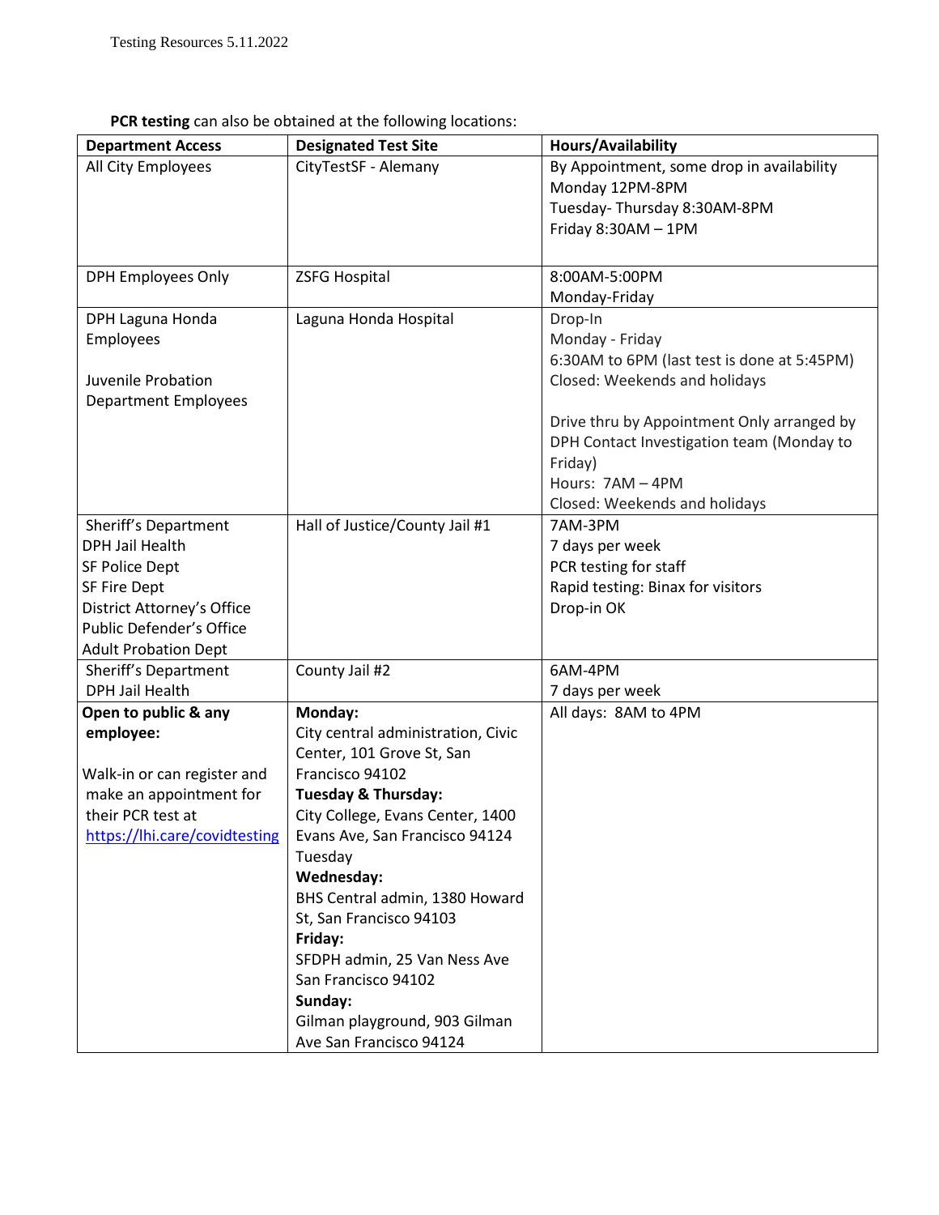**PCR testing** can also be obtained at the following locations:

| Department Access | Designated Test Site | Hours/Availability |
| --- | --- | --- |
| All City Employees | CityTestSF - Alemany | By Appointment, some drop in availability<br>Monday 12PM-8PM<br>Tuesday- Thursday 8:30AM-8PM<br>Friday 8:30AM – 1PM |
| DPH Employees Only | ZSFG Hospital | 8:00AM-5:00PM<br>Monday-Friday |
| DPH Laguna Honda Employees<br><br>Juvenile Probation Department Employees | Laguna Honda Hospital | Drop-In<br>Monday - Friday<br>6:30AM to 6PM (last test is done at 5:45PM)<br>Closed: Weekends and holidays<br><br>Drive thru by Appointment Only arranged by DPH Contact Investigation team (Monday to Friday)<br>Hours: 7AM – 4PM<br>Closed: Weekends and holidays |
| Sheriff's Department<br>DPH Jail Health<br>SF Police Dept<br>SF Fire Dept<br>District Attorney's Office<br>Public Defender's Office<br>Adult Probation Dept | Hall of Justice/County Jail #1 | 7AM-3PM<br>7 days per week<br>PCR testing for staff<br>Rapid testing: Binax for visitors<br>Drop-in OK |
| Sheriff's Department<br>DPH Jail Health | County Jail #2 | 6AM-4PM<br>7 days per week |
| **Open to public & any employee:**<br><br>Walk-in or can register and make an appointment for their PCR test at https://lhi.care/covidtesting | **Monday:**<br>City central administration, Civic Center, 101 Grove St, San Francisco 94102<br>**Tuesday & Thursday:**<br>City College, Evans Center, 1400 Evans Ave, San Francisco 94124 Tuesday<br>**Wednesday:**<br>BHS Central admin, 1380 Howard St, San Francisco 94103<br>**Friday:**<br>SFDPH admin, 25 Van Ness Ave San Francisco 94102<br>**Sunday:**<br>Gilman playground, 903 Gilman Ave San Francisco 94124 | All days: 8AM to 4PM |